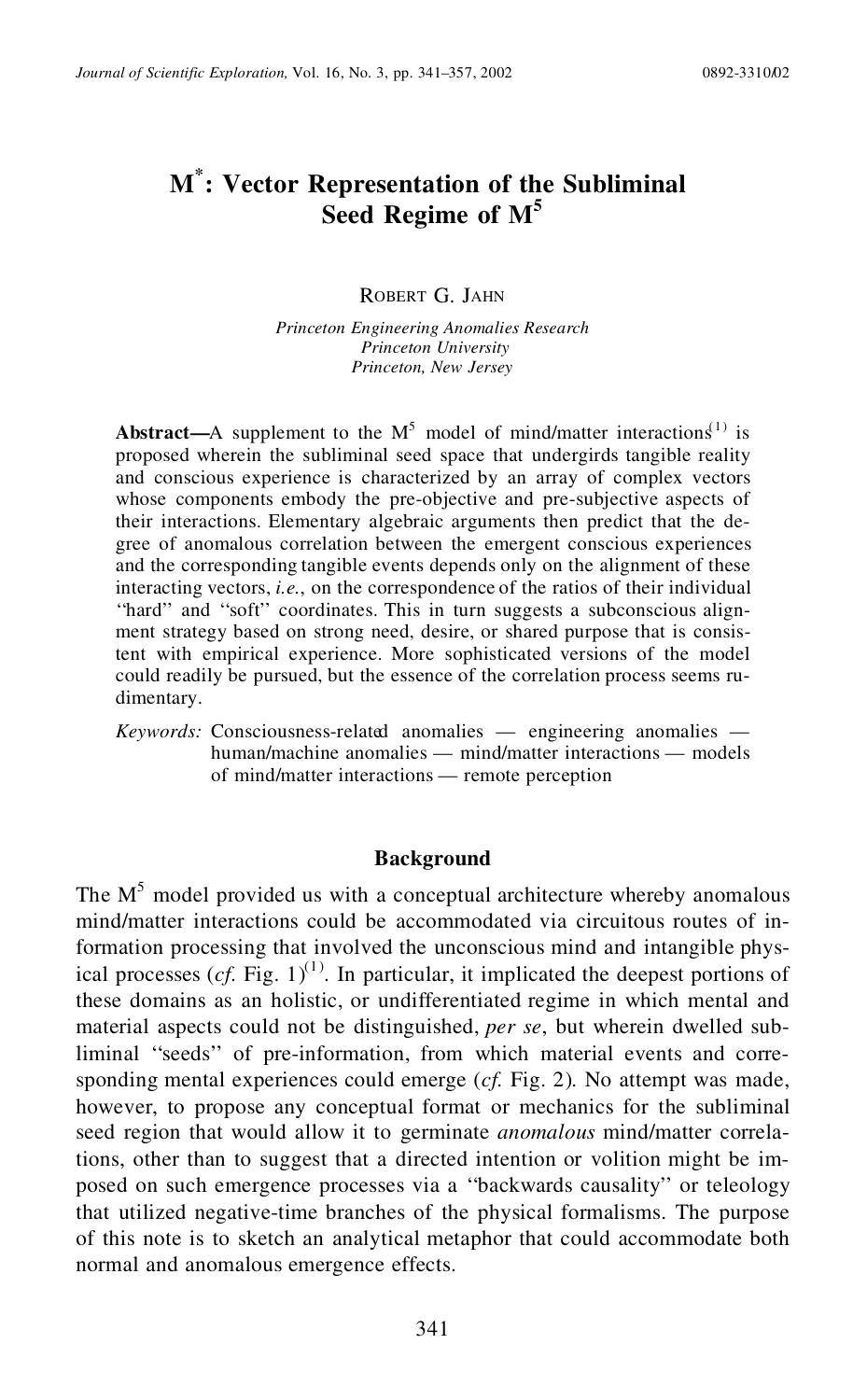# M*: Vector Representation of the Subliminal Seed Regime of M⁵

Robert G. Jahn

*Princeton Engineering Anomalies Research*
*Princeton University*
*Princeton, New Jersey*

**Abstract—**A supplement to the $M^5$ model of mind/matter interactions[1] is proposed wherein the subliminal seed space that undergirds tangible reality and conscious experience is characterized by an array of complex vectors whose components embody the pre-objective and pre-subjective aspects of their interactions. Elementary algebraic arguments then predict that the degree of anomalous correlation between the emergent conscious experiences and the corresponding tangible events depends only on the alignment of these interacting vectors, *i.e.*, on the correspondence of the ratios of their individual "hard" and "soft" coordinates. This in turn suggests a subconscious alignment strategy based on strong need, desire, or shared purpose that is consistent with empirical experience. More sophisticated versions of the model could readily be pursued, but the essence of the correlation process seems rudimentary.

*Keywords:* Consciousness-related anomalies — engineering anomalies — human/machine anomalies — mind/matter interactions — models of mind/matter interactions — remote perception

## Background

The $M^5$ model provided us with a conceptual architecture whereby anomalous mind/matter interactions could be accommodated via circuitous routes of information processing that involved the unconscious mind and intangible physical processes (*cf.* Fig. 1)[1]. In particular, it implicated the deepest portions of these domains as an holistic, or undifferentiated regime in which mental and material aspects could not be distinguished, *per se*, but wherein dwelled subliminal "seeds" of pre-information, from which material events and corresponding mental experiences could emerge (*cf.* Fig. 2). No attempt was made, however, to propose any conceptual format or mechanics for the subliminal seed region that would allow it to germinate *anomalous* mind/matter correlations, other than to suggest that a directed intention or volition might be imposed on such emergence processes via a "backwards causality" or teleology that utilized negative-time branches of the physical formalisms. The purpose of this note is to sketch an analytical metaphor that could accommodate both normal and anomalous emergence effects.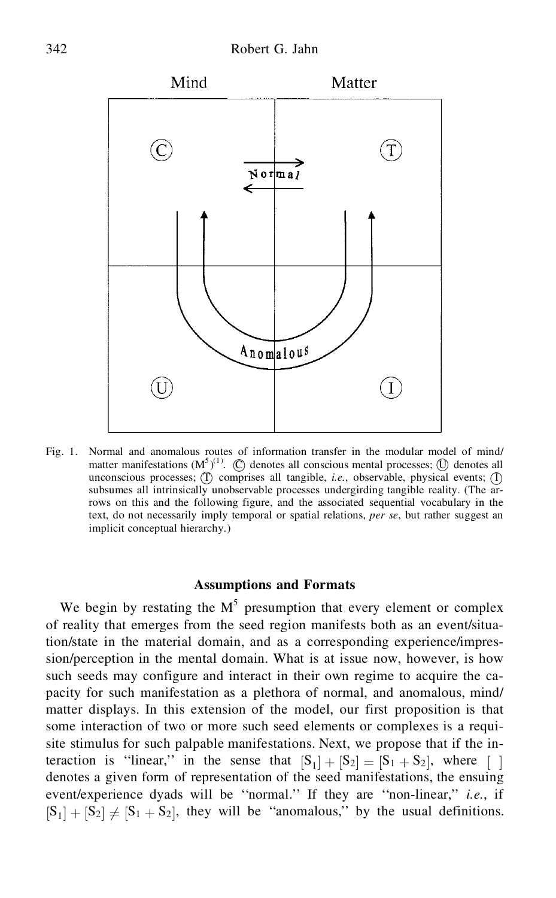Fig. 1. Normal and anomalous routes of information transfer in the modular model of mind/matter manifestations $(M^5)^{(1)}$. Ⓒ denotes all conscious mental processes; Ⓤ denotes all unconscious processes; Ⓣ comprises all tangible, *i.e.*, observable, physical events; Ⓘ subsumes all intrinsically unobservable processes undergirding tangible reality. (The arrows on this and the following figure, and the associated sequential vocabulary in the text, do not necessarily imply temporal or spatial relations, *per se*, but rather suggest an implicit conceptual hierarchy.)

## Assumptions and Formats

We begin by restating the $M^5$ presumption that every element or complex of reality that emerges from the seed region manifests both as an event/situation/state in the material domain, and as a corresponding experience/impression/perception in the mental domain. What is at issue now, however, is how such seeds may configure and interact in their own regime to acquire the capacity for such manifestation as a plethora of normal, and anomalous, mind/matter displays. In this extension of the model, our first proposition is that some interaction of two or more such seed elements or complexes is a requisite stimulus for such palpable manifestations. Next, we propose that if the interaction is "linear," in the sense that $[S_1] + [S_2] = [S_1 + S_2]$, where $[\ ]$ denotes a given form of representation of the seed manifestations, the ensuing event/experience dyads will be "normal." If they are "non-linear," *i.e.*, if $[S_1] + [S_2] \neq [S_1 + S_2]$, they will be "anomalous," by the usual definitions.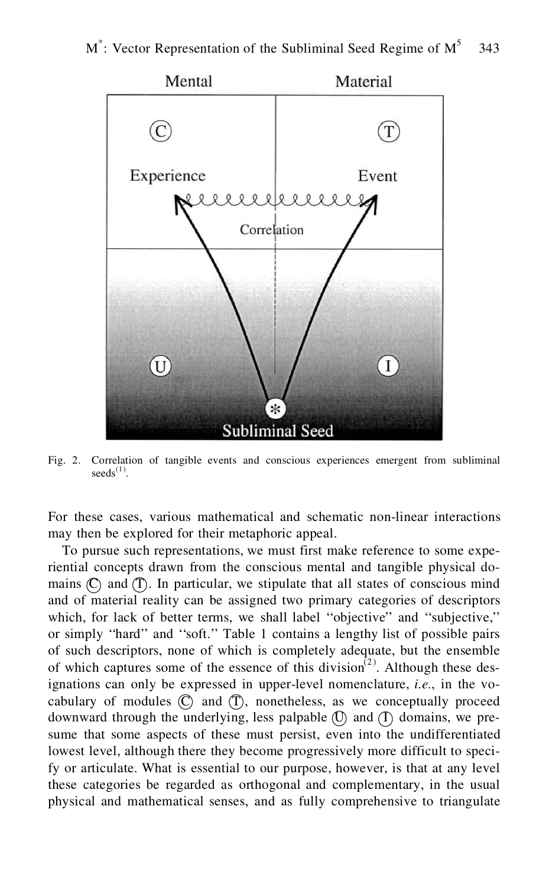Fig. 2. Correlation of tangible events and conscious experiences emergent from subliminal seeds[1].

For these cases, various mathematical and schematic non-linear interactions may then be explored for their metaphoric appeal.

To pursue such representations, we must first make reference to some experiential concepts drawn from the conscious mental and tangible physical domains Ⓒ and Ⓣ. In particular, we stipulate that all states of conscious mind and of material reality can be assigned two primary categories of descriptors which, for lack of better terms, we shall label ''objective'' and ''subjective,'' or simply ''hard'' and ''soft.'' Table 1 contains a lengthy list of possible pairs of such descriptors, none of which is completely adequate, but the ensemble of which captures some of the essence of this division[2]. Although these designations can only be expressed in upper-level nomenclature, *i.e.*, in the vocabulary of modules Ⓒ and Ⓣ, nonetheless, as we conceptually proceed downward through the underlying, less palpable Ⓤ and Ⓘ domains, we presume that some aspects of these must persist, even into the undifferentiated lowest level, although there they become progressively more difficult to specify or articulate. What is essential to our purpose, however, is that at any level these categories be regarded as orthogonal and complementary, in the usual physical and mathematical senses, and as fully comprehensive to triangulate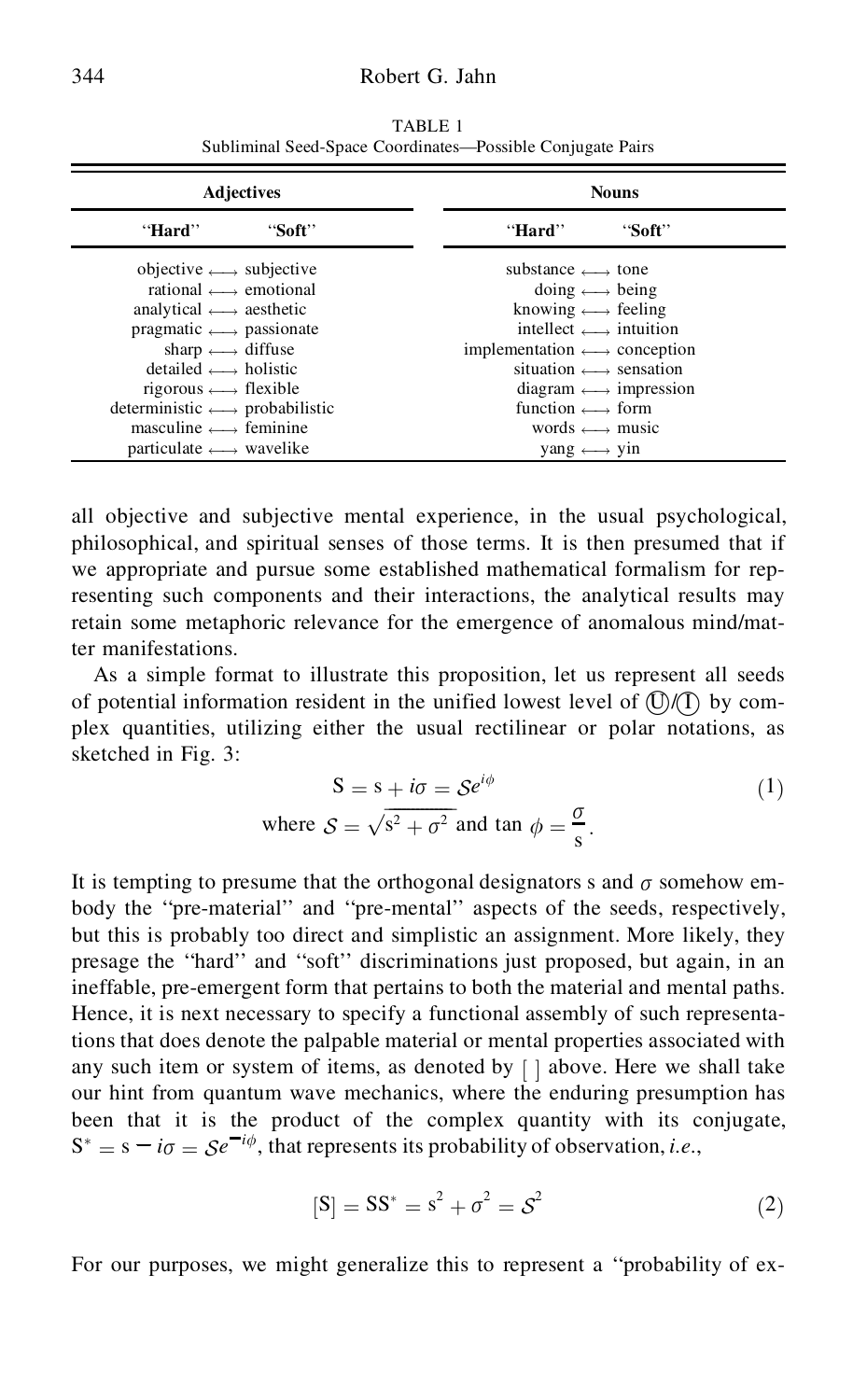TABLE 1
Subliminal Seed-Space Coordinates—Possible Conjugate Pairs

| **Adjectives** | | **Nouns** | |
|---|---|---|---|
| "**Hard**" | "**Soft**" | "**Hard**" | "**Soft**" |
| objective ⟷ | subjective | substance ⟷ | tone |
| rational ⟷ | emotional | doing ⟷ | being |
| analytical ⟷ | aesthetic | knowing ⟷ | feeling |
| pragmatic ⟷ | passionate | intellect ⟷ | intuition |
| sharp ⟷ | diffuse | implementation ⟷ | conception |
| detailed ⟷ | holistic | situation ⟷ | sensation |
| rigorous ⟷ | flexible | diagram ⟷ | impression |
| deterministic ⟷ | probabilistic | function ⟷ | form |
| masculine ⟷ | feminine | words ⟷ | music |
| particulate ⟷ | wavelike | yang ⟷ | yin |

all objective and subjective mental experience, in the usual psychological, philosophical, and spiritual senses of those terms. It is then presumed that if we appropriate and pursue some established mathematical formalism for representing such components and their interactions, the analytical results may retain some metaphoric relevance for the emergence of anomalous mind/matter manifestations.

As a simple format to illustrate this proposition, let us represent all seeds of potential information resident in the unified lowest level of Ⓤ/Ⓘ by complex quantities, utilizing either the usual rectilinear or polar notations, as sketched in Fig. 3:

$$\mathrm{S} = \mathrm{s} + i\sigma = \mathcal{S}e^{i\phi} \tag{1}$$

$$\text{where } \mathcal{S} = \sqrt{\mathrm{s}^2 + \sigma^2} \text{ and } \tan\phi = \frac{\sigma}{\mathrm{s}}.$$

It is tempting to presume that the orthogonal designators s and $\sigma$ somehow embody the "pre-material" and "pre-mental" aspects of the seeds, respectively, but this is probably too direct and simplistic an assignment. More likely, they presage the "hard" and "soft" discriminations just proposed, but again, in an ineffable, pre-emergent form that pertains to both the material and mental paths. Hence, it is next necessary to specify a functional assembly of such representations that does denote the palpable material or mental properties associated with any such item or system of items, as denoted by [ ] above. Here we shall take our hint from quantum wave mechanics, where the enduring presumption has been that it is the product of the complex quantity with its conjugate, $\mathrm{S}^* = \mathrm{s} - i\sigma = \mathcal{S}e^{-i\phi}$, that represents its probability of observation, *i.e.*,

$$[\mathrm{S}] = \mathrm{SS}^* = \mathrm{s}^2 + \sigma^2 = \mathcal{S}^2 \tag{2}$$

For our purposes, we might generalize this to represent a "probability of ex-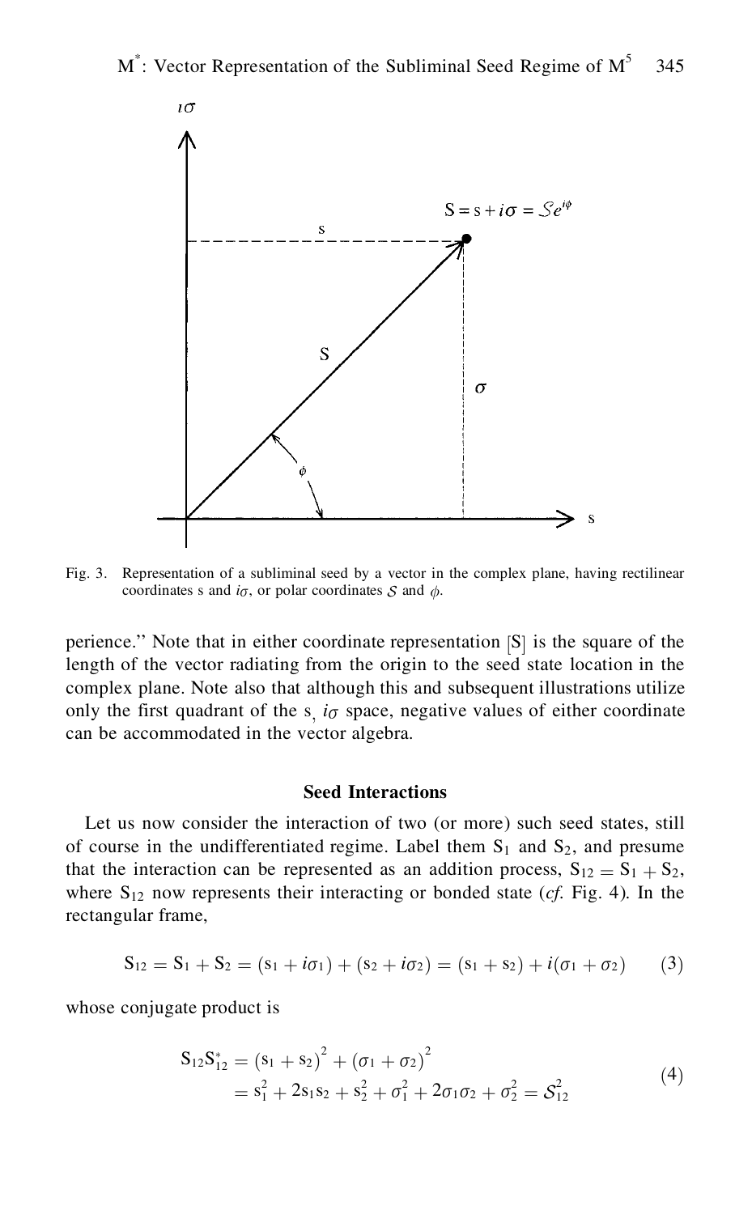Fig. 3. Representation of a subliminal seed by a vector in the complex plane, having rectilinear coordinates s and $i\sigma$, or polar coordinates $\mathcal{S}$ and $\phi$.

perience.'' Note that in either coordinate representation [S] is the square of the length of the vector radiating from the origin to the seed state location in the complex plane. Note also that although this and subsequent illustrations utilize only the first quadrant of the s, $i\sigma$ space, negative values of either coordinate can be accommodated in the vector algebra.

### Seed Interactions

Let us now consider the interaction of two (or more) such seed states, still of course in the undifferentiated regime. Label them $S_1$ and $S_2$, and presume that the interaction can be represented as an addition process, $S_{12} = S_1 + S_2$, where $S_{12}$ now represents their interacting or bonded state (*cf.* Fig. 4). In the rectangular frame,

$$S_{12} = S_1 + S_2 = (s_1 + i\sigma_1) + (s_2 + i\sigma_2) = (s_1 + s_2) + i(\sigma_1 + \sigma_2) \tag{3}$$

whose conjugate product is

$$\begin{aligned} S_{12}S_{12}^* &= (s_1 + s_2)^2 + (\sigma_1 + \sigma_2)^2 \\ &= s_1^2 + 2s_1s_2 + s_2^2 + \sigma_1^2 + 2\sigma_1\sigma_2 + \sigma_2^2 = \mathcal{S}_{12}^2 \end{aligned} \tag{4}$$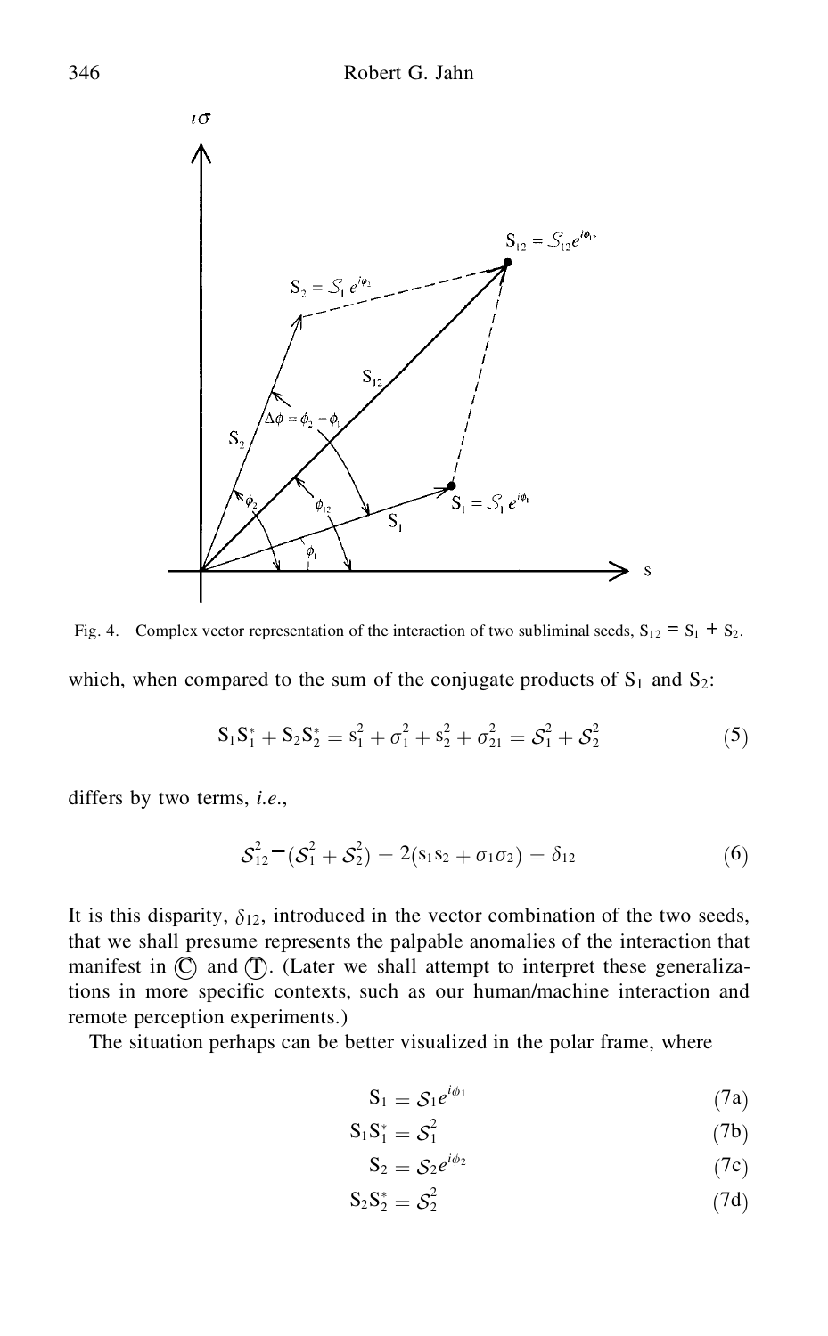Fig. 4. Complex vector representation of the interaction of two subliminal seeds, $S_{12} = S_1 + S_2$.

which, when compared to the sum of the conjugate products of $S_1$ and $S_2$:

$$S_1 S_1^* + S_2 S_2^* = s_1^2 + \sigma_1^2 + s_2^2 + \sigma_{21}^2 = \mathcal{S}_1^2 + \mathcal{S}_2^2 \tag{5}$$

differs by two terms, *i.e.*,

$$\mathcal{S}_{12}^2 - (\mathcal{S}_1^2 + \mathcal{S}_2^2) = 2(s_1 s_2 + \sigma_1 \sigma_2) = \delta_{12} \tag{6}$$

It is this disparity, $\delta_{12}$, introduced in the vector combination of the two seeds, that we shall presume represents the palpable anomalies of the interaction that manifest in Ⓒ and Ⓣ. (Later we shall attempt to interpret these generalizations in more specific contexts, such as our human/machine interaction and remote perception experiments.)

The situation perhaps can be better visualized in the polar frame, where

$$S_1 = \mathcal{S}_1 e^{i\phi_1} \tag{7a}$$

$$S_1 S_1^* = \mathcal{S}_1^2 \tag{7b}$$

$$S_2 = \mathcal{S}_2 e^{i\phi_2} \tag{7c}$$

$$S_2 S_2^* = \mathcal{S}_2^2 \tag{7d}$$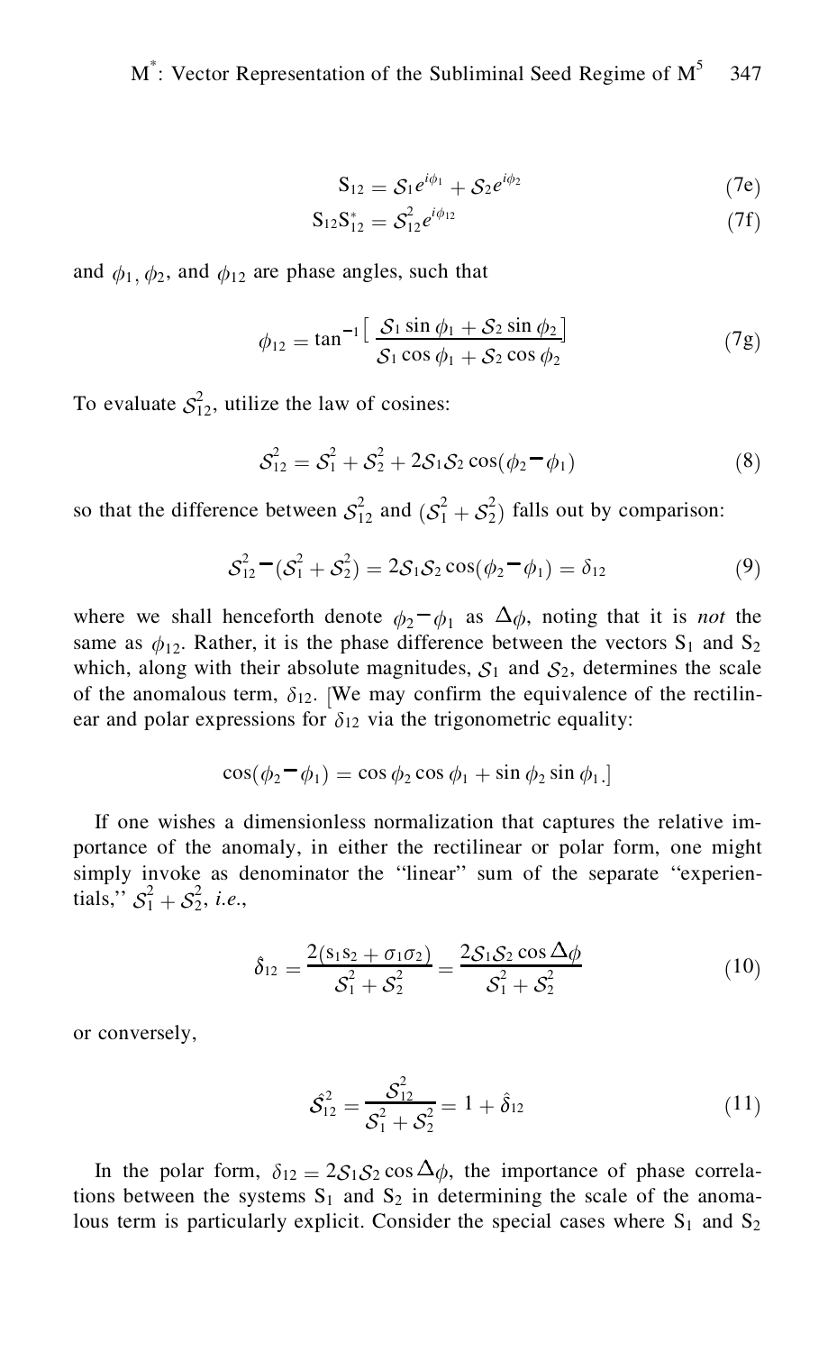$$\mathrm{S}_{12} = \mathcal{S}_1 e^{i\phi_1} + \mathcal{S}_2 e^{i\phi_2} \tag{7e}$$

$$\mathrm{S}_{12}\mathrm{S}_{12}^{*} = \mathcal{S}_{12}^{2} e^{i\phi_{12}} \tag{7f}$$

and $\phi_1, \phi_2$, and $\phi_{12}$ are phase angles, such that

$$\phi_{12} = \tan^{-1}\Big[\frac{\mathcal{S}_1 \sin\phi_1 + \mathcal{S}_2 \sin\phi_2}{\mathcal{S}_1 \cos\phi_1 + \mathcal{S}_2 \cos\phi_2}\Big] \tag{7g}$$

To evaluate $\mathcal{S}_{12}^2$, utilize the law of cosines:

$$\mathcal{S}_{12}^2 = \mathcal{S}_1^2 + \mathcal{S}_2^2 + 2\mathcal{S}_1\mathcal{S}_2 \cos(\phi_2 - \phi_1) \tag{8}$$

so that the difference between $\mathcal{S}_{12}^2$ and $(\mathcal{S}_1^2 + \mathcal{S}_2^2)$ falls out by comparison:

$$\mathcal{S}_{12}^2 - (\mathcal{S}_1^2 + \mathcal{S}_2^2) = 2\mathcal{S}_1\mathcal{S}_2 \cos(\phi_2 - \phi_1) = \delta_{12} \tag{9}$$

where we shall henceforth denote $\phi_2 - \phi_1$ as $\Delta\phi$, noting that it is *not* the same as $\phi_{12}$. Rather, it is the phase difference between the vectors $\mathrm{S}_1$ and $\mathrm{S}_2$ which, along with their absolute magnitudes, $\mathcal{S}_1$ and $\mathcal{S}_2$, determines the scale of the anomalous term, $\delta_{12}$. [We may confirm the equivalence of the rectilinear and polar expressions for $\delta_{12}$ via the trigonometric equality:

$$\cos(\phi_2 - \phi_1) = \cos\phi_2 \cos\phi_1 + \sin\phi_2 \sin\phi_1.]$$

If one wishes a dimensionless normalization that captures the relative importance of the anomaly, in either the rectilinear or polar form, one might simply invoke as denominator the "linear" sum of the separate "experientials," $\mathcal{S}_1^2 + \mathcal{S}_2^2$, *i.e.*,

$$\hat{\delta}_{12} = \frac{2(\mathrm{s}_1\mathrm{s}_2 + \sigma_1\sigma_2)}{\mathcal{S}_1^2 + \mathcal{S}_2^2} = \frac{2\mathcal{S}_1\mathcal{S}_2 \cos\Delta\phi}{\mathcal{S}_1^2 + \mathcal{S}_2^2} \tag{10}$$

or conversely,

$$\hat{\mathcal{S}}_{12}^2 = \frac{\mathcal{S}_{12}^2}{\mathcal{S}_1^2 + \mathcal{S}_2^2} = 1 + \hat{\delta}_{12} \tag{11}$$

In the polar form, $\delta_{12} = 2\mathcal{S}_1\mathcal{S}_2 \cos\Delta\phi$, the importance of phase correlations between the systems $\mathrm{S}_1$ and $\mathrm{S}_2$ in determining the scale of the anomalous term is particularly explicit. Consider the special cases where $\mathrm{S}_1$ and $\mathrm{S}_2$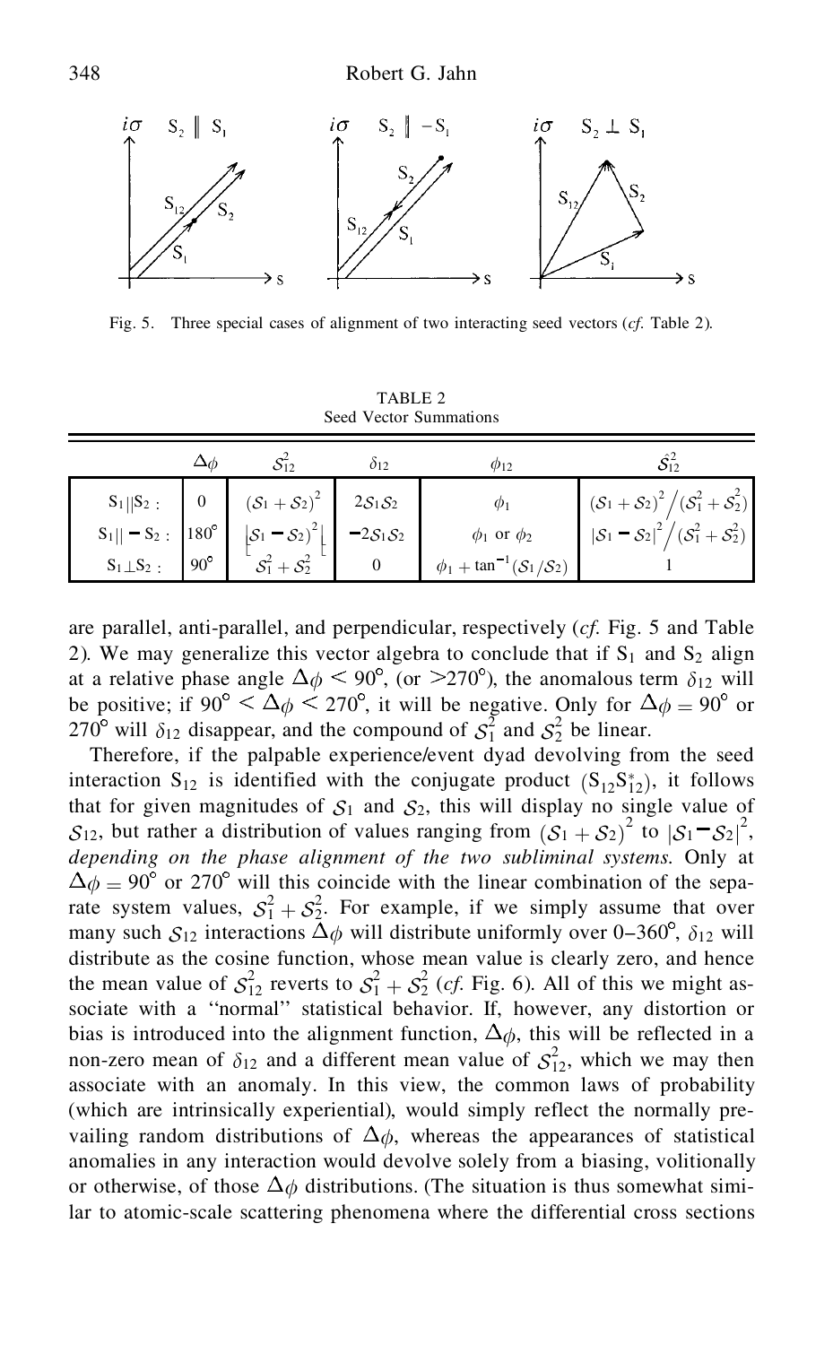Fig. 5. Three special cases of alignment of two interacting seed vectors (*cf.* Table 2).

TABLE 2
Seed Vector Summations

| | $\Delta\phi$ | $\mathcal{S}_{12}^2$ | $\delta_{12}$ | $\phi_{12}$ | $\mathcal{S}_{12}^2$ |
|---|---|---|---|---|---|
| $S_1 \| S_2$ : | 0 | $(\mathcal{S}_1 + \mathcal{S}_2)^2$ | $2\mathcal{S}_1\mathcal{S}_2$ | $\phi_1$ | $(\mathcal{S}_1 + \mathcal{S}_2)^2 / (\mathcal{S}_1^2 + \mathcal{S}_2^2)$ |
| $S_1 \| - S_2$ : | 180° | $\lvert\mathcal{S}_1 - \mathcal{S}_2\rvert^2$ | $-2\mathcal{S}_1\mathcal{S}_2$ | $\phi_1$ or $\phi_2$ | $\lvert\mathcal{S}_1 - \mathcal{S}_2\rvert^2 / (\mathcal{S}_1^2 + \mathcal{S}_2^2)$ |
| $S_1 \perp S_2$ : | 90° | $\mathcal{S}_1^2 + \mathcal{S}_2^2$ | 0 | $\phi_1 + \tan^{-1}(\mathcal{S}_1/\mathcal{S}_2)$ | 1 |

are parallel, anti-parallel, and perpendicular, respectively (*cf.* Fig. 5 and Table 2). We may generalize this vector algebra to conclude that if $S_1$ and $S_2$ align at a relative phase angle $\Delta\phi < 90°$, (or $>270°$), the anomalous term $\delta_{12}$ will be positive; if $90° < \Delta\phi < 270°$, it will be negative. Only for $\Delta\phi = 90°$ or $270°$ will $\delta_{12}$ disappear, and the compound of $\mathcal{S}_1^2$ and $\mathcal{S}_2^2$ be linear.

Therefore, if the palpable experience/event dyad devolving from the seed interaction $S_{12}$ is identified with the conjugate product $(S_{12}S_{12}^*)$, it follows that for given magnitudes of $\mathcal{S}_1$ and $\mathcal{S}_2$, this will display no single value of $\mathcal{S}_{12}$, but rather a distribution of values ranging from $(\mathcal{S}_1 + \mathcal{S}_2)^2$ to $\lvert\mathcal{S}_1 - \mathcal{S}_2\rvert^2$, *depending on the phase alignment of the two subliminal systems.* Only at $\Delta\phi = 90°$ or $270°$ will this coincide with the linear combination of the separate system values, $\mathcal{S}_1^2 + \mathcal{S}_2^2$. For example, if we simply assume that over many such $\mathcal{S}_{12}$ interactions $\Delta\phi$ will distribute uniformly over 0–360°, $\delta_{12}$ will distribute as the cosine function, whose mean value is clearly zero, and hence the mean value of $\mathcal{S}_{12}^2$ reverts to $\mathcal{S}_1^2 + \mathcal{S}_2^2$ (*cf.* Fig. 6). All of this we might associate with a "normal" statistical behavior. If, however, any distortion or bias is introduced into the alignment function, $\Delta\phi$, this will be reflected in a non-zero mean of $\delta_{12}$ and a different mean value of $\mathcal{S}_{12}^2$, which we may then associate with an anomaly. In this view, the common laws of probability (which are intrinsically experiential), would simply reflect the normally prevailing random distributions of $\Delta\phi$, whereas the appearances of statistical anomalies in any interaction would devolve solely from a biasing, volitionally or otherwise, of those $\Delta\phi$ distributions. (The situation is thus somewhat similar to atomic-scale scattering phenomena where the differential cross sections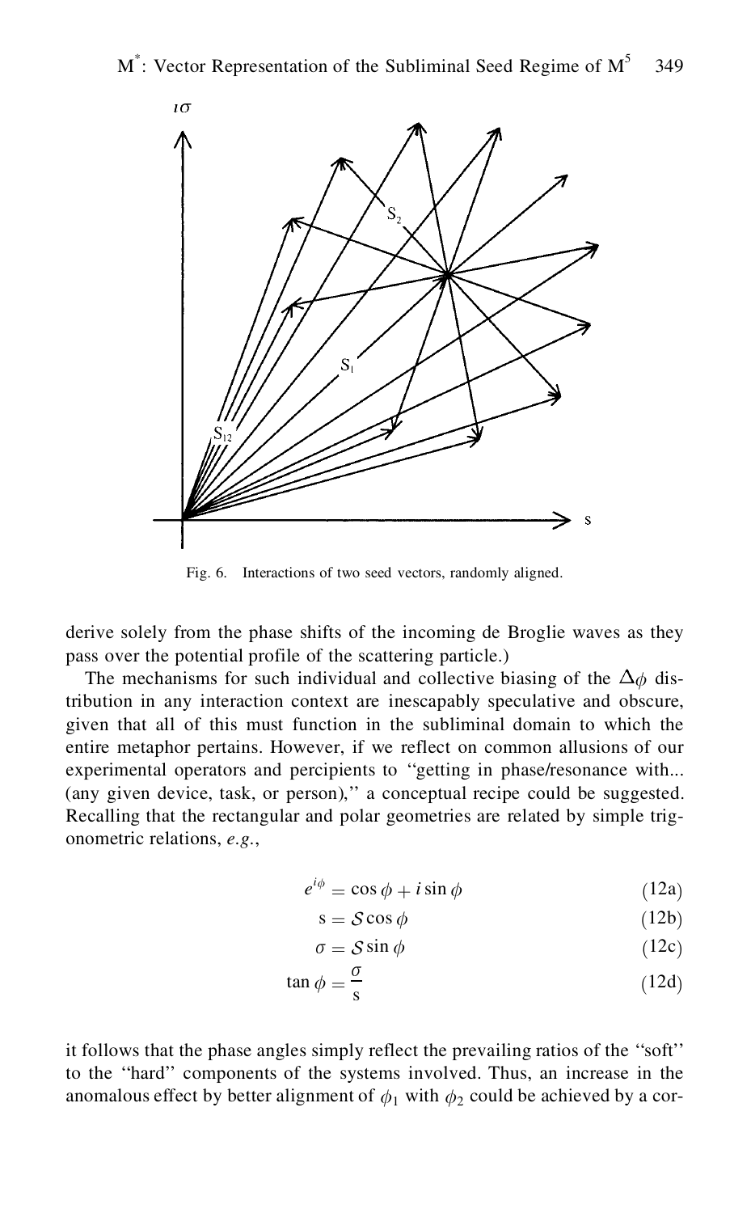Fig. 6. Interactions of two seed vectors, randomly aligned.

derive solely from the phase shifts of the incoming de Broglie waves as they pass over the potential profile of the scattering particle.)

The mechanisms for such individual and collective biasing of the $\Delta\phi$ distribution in any interaction context are inescapably speculative and obscure, given that all of this must function in the subliminal domain to which the entire metaphor pertains. However, if we reflect on common allusions of our experimental operators and percipients to ''getting in phase/resonance with... (any given device, task, or person),'' a conceptual recipe could be suggested. Recalling that the rectangular and polar geometries are related by simple trigonometric relations, *e.g.*,

$$e^{i\phi} = \cos\phi + i\sin\phi \tag{12a}$$

$$\mathrm{s} = \mathcal{S}\cos\phi \tag{12b}$$

$$\sigma = \mathcal{S}\sin\phi \tag{12c}$$

$$\tan\phi = \frac{\sigma}{\mathrm{s}} \tag{12d}$$

it follows that the phase angles simply reflect the prevailing ratios of the ''soft'' to the ''hard'' components of the systems involved. Thus, an increase in the anomalous effect by better alignment of $\phi_1$ with $\phi_2$ could be achieved by a cor-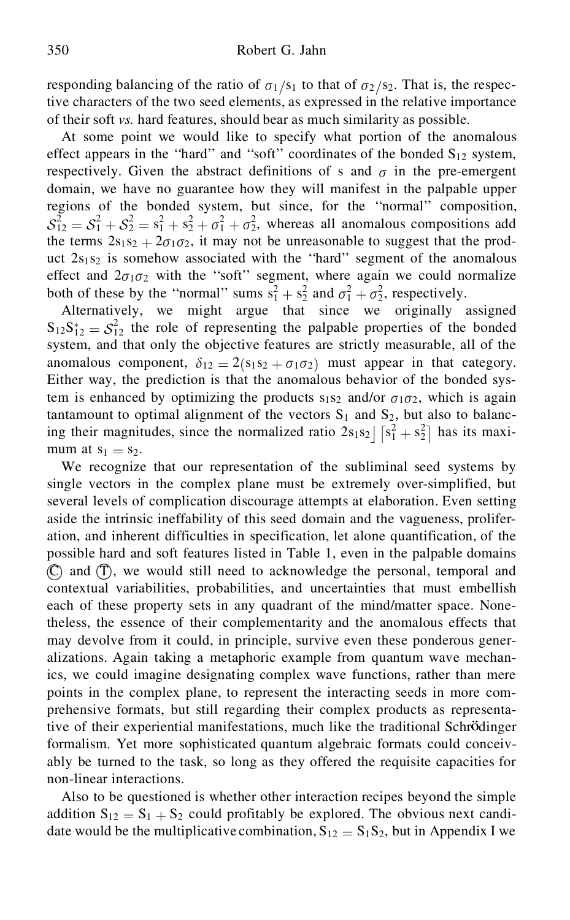responding balancing of the ratio of $\sigma_1/s_1$ to that of $\sigma_2/s_2$. That is, the respective characters of the two seed elements, as expressed in the relative importance of their soft *vs.* hard features, should bear as much similarity as possible.

At some point we would like to specify what portion of the anomalous effect appears in the "hard" and "soft" coordinates of the bonded $S_{12}$ system, respectively. Given the abstract definitions of s and $\sigma$ in the pre-emergent domain, we have no guarantee how they will manifest in the palpable upper regions of the bonded system, but since, for the "normal" composition, $\mathcal{S}_{12}^2 = \mathcal{S}_1^2 + \mathcal{S}_2^2 = s_1^2 + s_2^2 + \sigma_1^2 + \sigma_2^2$, whereas all anomalous compositions add the terms $2s_1s_2 + 2\sigma_1\sigma_2$, it may not be unreasonable to suggest that the product $2s_1s_2$ is somehow associated with the "hard" segment of the anomalous effect and $2\sigma_1\sigma_2$ with the "soft" segment, where again we could normalize both of these by the "normal" sums $s_1^2 + s_2^2$ and $\sigma_1^2 + \sigma_2^2$, respectively.

Alternatively, we might argue that since we originally assigned $S_{12}S_{12}^* = \mathcal{S}_{12}^2$ the role of representing the palpable properties of the bonded system, and that only the objective features are strictly measurable, all of the anomalous component, $\delta_{12} = 2(s_1s_2 + \sigma_1\sigma_2)$ must appear in that category. Either way, the prediction is that the anomalous behavior of the bonded system is enhanced by optimizing the products $s_1s_2$ and/or $\sigma_1\sigma_2$, which is again tantamount to optimal alignment of the vectors $S_1$ and $S_2$, but also to balancing their magnitudes, since the normalized ratio $2s_1s_2 \rfloor \lceil s_1^2 + s_2^2 \rceil$ has its maximum at $s_1 = s_2$.

We recognize that our representation of the subliminal seed systems by single vectors in the complex plane must be extremely over-simplified, but several levels of complication discourage attempts at elaboration. Even setting aside the intrinsic ineffability of this seed domain and the vagueness, proliferation, and inherent difficulties in specification, let alone quantification, of the possible hard and soft features listed in Table 1, even in the palpable domains Ⓒ and Ⓣ, we would still need to acknowledge the personal, temporal and contextual variabilities, probabilities, and uncertainties that must embellish each of these property sets in any quadrant of the mind/matter space. Nonetheless, the essence of their complementarity and the anomalous effects that may devolve from it could, in principle, survive even these ponderous generalizations. Again taking a metaphoric example from quantum wave mechanics, we could imagine designating complex wave functions, rather than mere points in the complex plane, to represent the interacting seeds in more comprehensive formats, but still regarding their complex products as representative of their experiential manifestations, much like the traditional Schrödinger formalism. Yet more sophisticated quantum algebraic formats could conceivably be turned to the task, so long as they offered the requisite capacities for non-linear interactions.

Also to be questioned is whether other interaction recipes beyond the simple addition $S_{12} = S_1 + S_2$ could profitably be explored. The obvious next candidate would be the multiplicative combination, $S_{12} = S_1S_2$, but in Appendix I we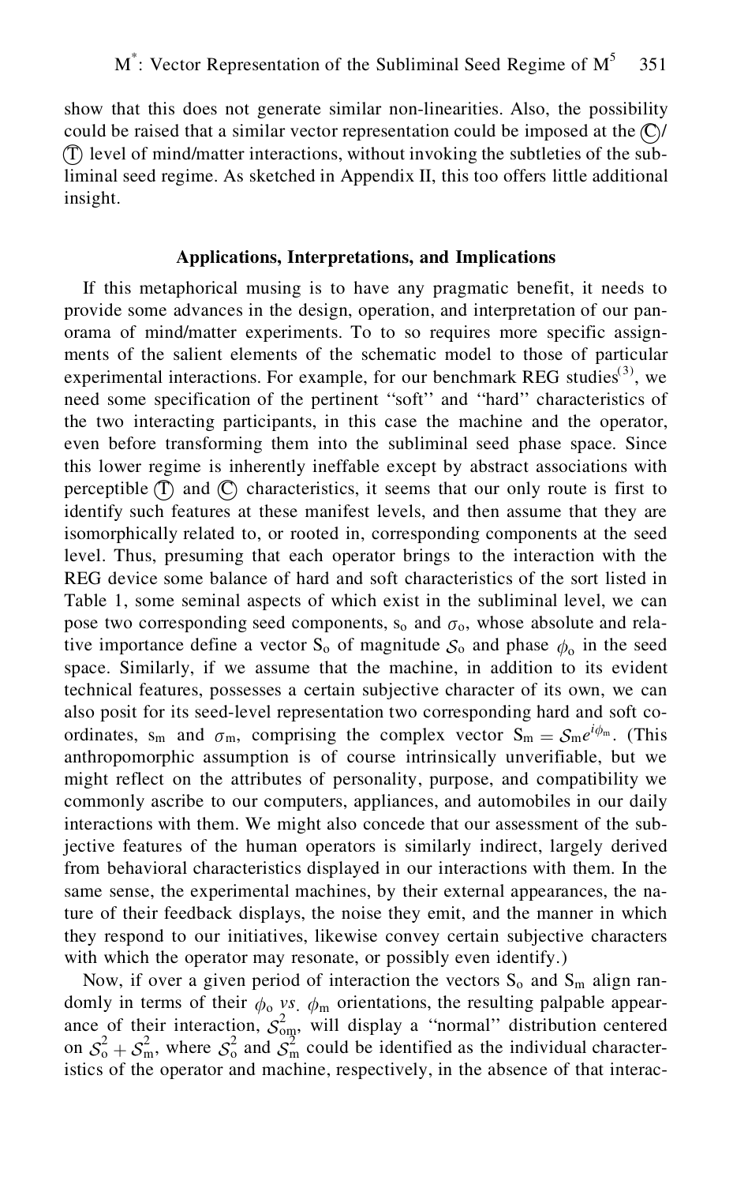show that this does not generate similar non-linearities. Also, the possibility could be raised that a similar vector representation could be imposed at the Ⓒ/Ⓣ level of mind/matter interactions, without invoking the subtleties of the subliminal seed regime. As sketched in Appendix II, this too offers little additional insight.

## Applications, Interpretations, and Implications

If this metaphorical musing is to have any pragmatic benefit, it needs to provide some advances in the design, operation, and interpretation of our panorama of mind/matter experiments. To to so requires more specific assignments of the salient elements of the schematic model to those of particular experimental interactions. For example, for our benchmark REG studies[3], we need some specification of the pertinent "soft" and "hard" characteristics of the two interacting participants, in this case the machine and the operator, even before transforming them into the subliminal seed phase space. Since this lower regime is inherently ineffable except by abstract associations with perceptible Ⓣ and Ⓒ characteristics, it seems that our only route is first to identify such features at these manifest levels, and then assume that they are isomorphically related to, or rooted in, corresponding components at the seed level. Thus, presuming that each operator brings to the interaction with the REG device some balance of hard and soft characteristics of the sort listed in Table 1, some seminal aspects of which exist in the subliminal level, we can pose two corresponding seed components, $s_o$ and $\sigma_o$, whose absolute and relative importance define a vector $S_o$ of magnitude $\mathcal{S}_o$ and phase $\phi_o$ in the seed space. Similarly, if we assume that the machine, in addition to its evident technical features, possesses a certain subjective character of its own, we can also posit for its seed-level representation two corresponding hard and soft coordinates, $s_m$ and $\sigma_m$, comprising the complex vector $S_m = \mathcal{S}_m e^{i\phi_m}$. (This anthropomorphic assumption is of course intrinsically unverifiable, but we might reflect on the attributes of personality, purpose, and compatibility we commonly ascribe to our computers, appliances, and automobiles in our daily interactions with them. We might also concede that our assessment of the subjective features of the human operators is similarly indirect, largely derived from behavioral characteristics displayed in our interactions with them. In the same sense, the experimental machines, by their external appearances, the nature of their feedback displays, the noise they emit, and the manner in which they respond to our initiatives, likewise convey certain subjective characters with which the operator may resonate, or possibly even identify.)

Now, if over a given period of interaction the vectors $S_o$ and $S_m$ align randomly in terms of their $\phi_o$ *vs.* $\phi_m$ orientations, the resulting palpable appearance of their interaction, $\mathcal{S}^2_{om}$, will display a "normal" distribution centered on $\mathcal{S}^2_o + \mathcal{S}^2_m$, where $\mathcal{S}^2_o$ and $\mathcal{S}^2_m$ could be identified as the individual characteristics of the operator and machine, respectively, in the absence of that interac-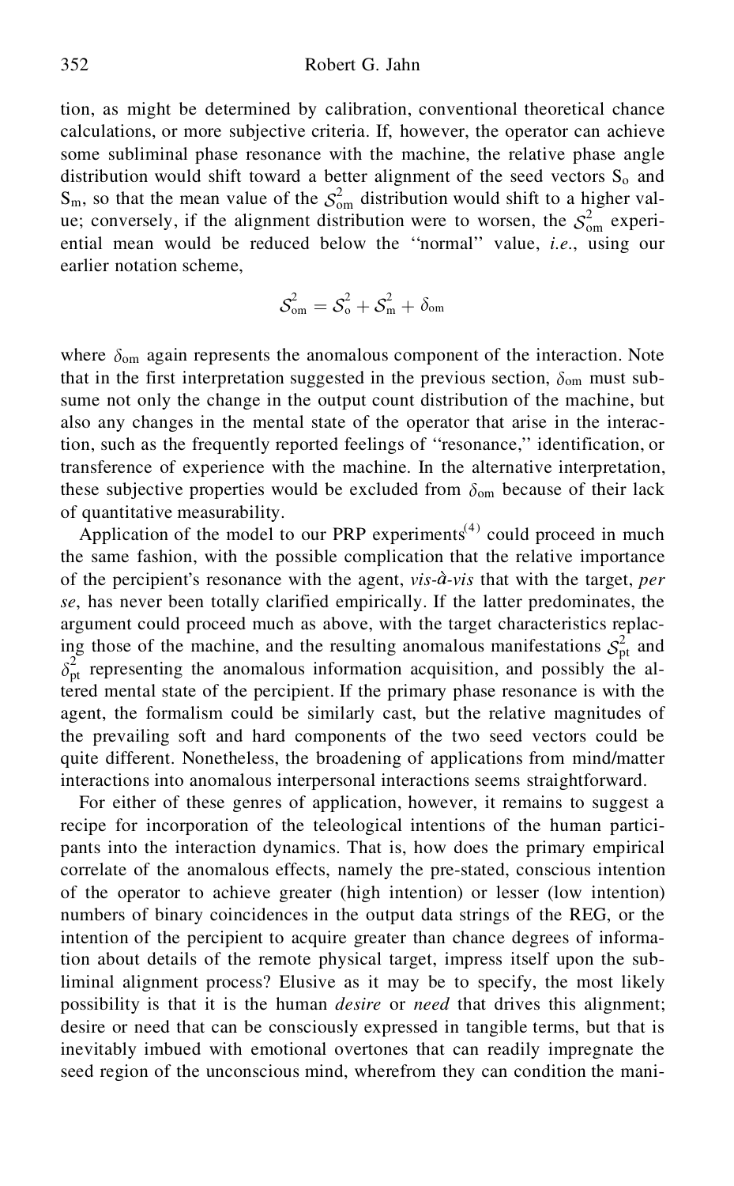tion, as might be determined by calibration, conventional theoretical chance calculations, or more subjective criteria. If, however, the operator can achieve some subliminal phase resonance with the machine, the relative phase angle distribution would shift toward a better alignment of the seed vectors $S_o$ and $S_m$, so that the mean value of the $\mathcal{S}^2_{om}$ distribution would shift to a higher value; conversely, if the alignment distribution were to worsen, the $\mathcal{S}^2_{om}$ experiential mean would be reduced below the ''normal'' value, *i.e.*, using our earlier notation scheme,

$$\mathcal{S}^2_{om} = \mathcal{S}^2_o + \mathcal{S}^2_m + \delta_{om}$$

where $\delta_{om}$ again represents the anomalous component of the interaction. Note that in the first interpretation suggested in the previous section, $\delta_{om}$ must subsume not only the change in the output count distribution of the machine, but also any changes in the mental state of the operator that arise in the interaction, such as the frequently reported feelings of ''resonance,'' identification, or transference of experience with the machine. In the alternative interpretation, these subjective properties would be excluded from $\delta_{om}$ because of their lack of quantitative measurability.

Application of the model to our PRP experiments[4] could proceed in much the same fashion, with the possible complication that the relative importance of the percipient's resonance with the agent, *vis-à-vis* that with the target, *per se*, has never been totally clarified empirically. If the latter predominates, the argument could proceed much as above, with the target characteristics replacing those of the machine, and the resulting anomalous manifestations $\mathcal{S}^2_{pt}$ and $\delta^2_{pt}$ representing the anomalous information acquisition, and possibly the altered mental state of the percipient. If the primary phase resonance is with the agent, the formalism could be similarly cast, but the relative magnitudes of the prevailing soft and hard components of the two seed vectors could be quite different. Nonetheless, the broadening of applications from mind/matter interactions into anomalous interpersonal interactions seems straightforward.

For either of these genres of application, however, it remains to suggest a recipe for incorporation of the teleological intentions of the human participants into the interaction dynamics. That is, how does the primary empirical correlate of the anomalous effects, namely the pre-stated, conscious intention of the operator to achieve greater (high intention) or lesser (low intention) numbers of binary coincidences in the output data strings of the REG, or the intention of the percipient to acquire greater than chance degrees of information about details of the remote physical target, impress itself upon the subliminal alignment process? Elusive as it may be to specify, the most likely possibility is that it is the human *desire* or *need* that drives this alignment; desire or need that can be consciously expressed in tangible terms, but that is inevitably imbued with emotional overtones that can readily impregnate the seed region of the unconscious mind, wherefrom they can condition the mani-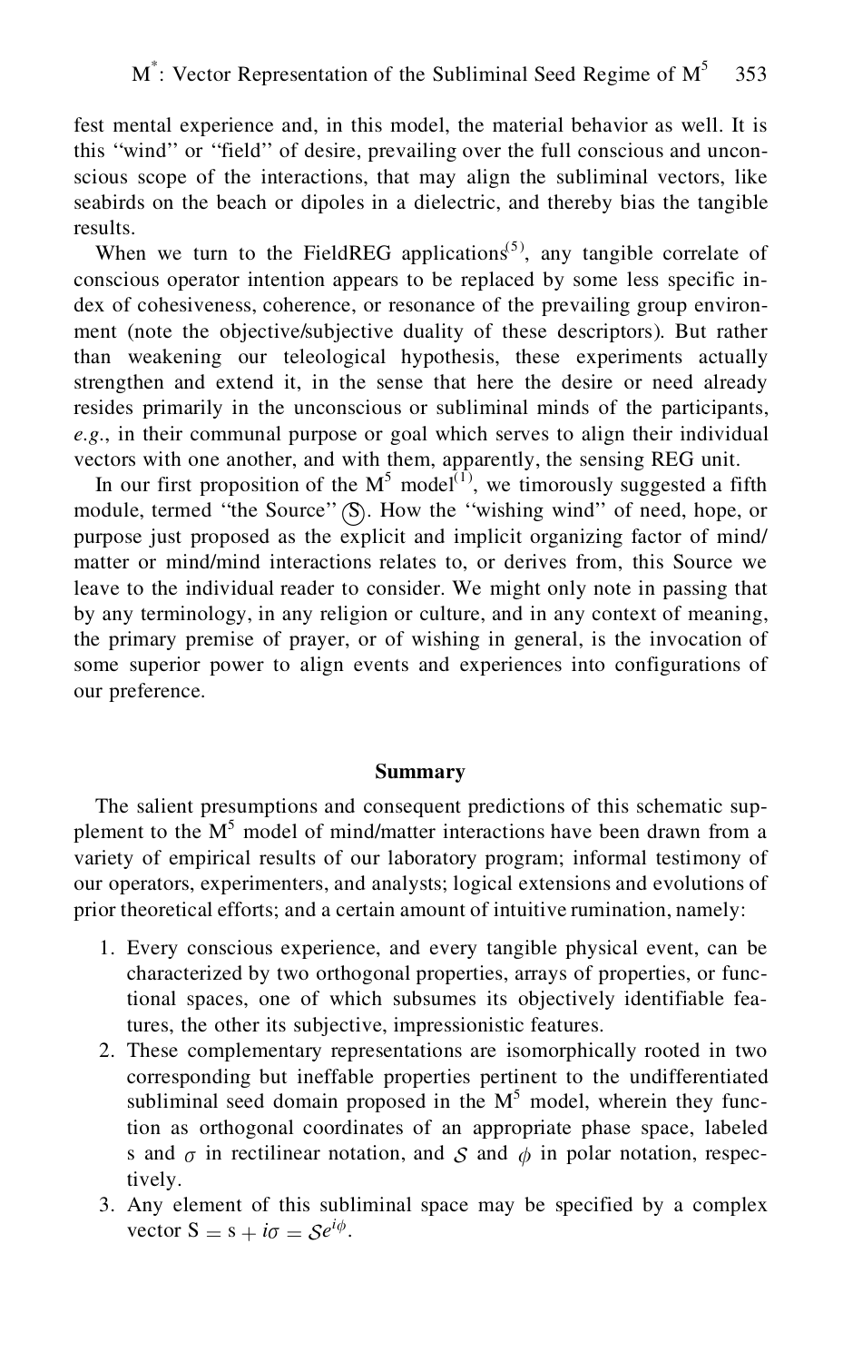fest mental experience and, in this model, the material behavior as well. It is this "wind" or "field" of desire, prevailing over the full conscious and unconscious scope of the interactions, that may align the subliminal vectors, like seabirds on the beach or dipoles in a dielectric, and thereby bias the tangible results.

When we turn to the FieldREG applications[5], any tangible correlate of conscious operator intention appears to be replaced by some less specific index of cohesiveness, coherence, or resonance of the prevailing group environment (note the objective/subjective duality of these descriptors). But rather than weakening our teleological hypothesis, these experiments actually strengthen and extend it, in the sense that here the desire or need already resides primarily in the unconscious or subliminal minds of the participants, *e.g.*, in their communal purpose or goal which serves to align their individual vectors with one another, and with them, apparently, the sensing REG unit.

In our first proposition of the $M^5$ model[1], we timorously suggested a fifth module, termed "the Source" (S). How the "wishing wind" of need, hope, or purpose just proposed as the explicit and implicit organizing factor of mind/matter or mind/mind interactions relates to, or derives from, this Source we leave to the individual reader to consider. We might only note in passing that by any terminology, in any religion or culture, and in any context of meaning, the primary premise of prayer, or of wishing in general, is the invocation of some superior power to align events and experiences into configurations of our preference.

## Summary

The salient presumptions and consequent predictions of this schematic supplement to the $M^5$ model of mind/matter interactions have been drawn from a variety of empirical results of our laboratory program; informal testimony of our operators, experimenters, and analysts; logical extensions and evolutions of prior theoretical efforts; and a certain amount of intuitive rumination, namely:

1. Every conscious experience, and every tangible physical event, can be characterized by two orthogonal properties, arrays of properties, or functional spaces, one of which subsumes its objectively identifiable features, the other its subjective, impressionistic features.
2. These complementary representations are isomorphically rooted in two corresponding but ineffable properties pertinent to the undifferentiated subliminal seed domain proposed in the $M^5$ model, wherein they function as orthogonal coordinates of an appropriate phase space, labeled s and $\sigma$ in rectilinear notation, and $\mathcal{S}$ and $\phi$ in polar notation, respectively.
3. Any element of this subliminal space may be specified by a complex vector $S = s + i\sigma = \mathcal{S}e^{i\phi}$.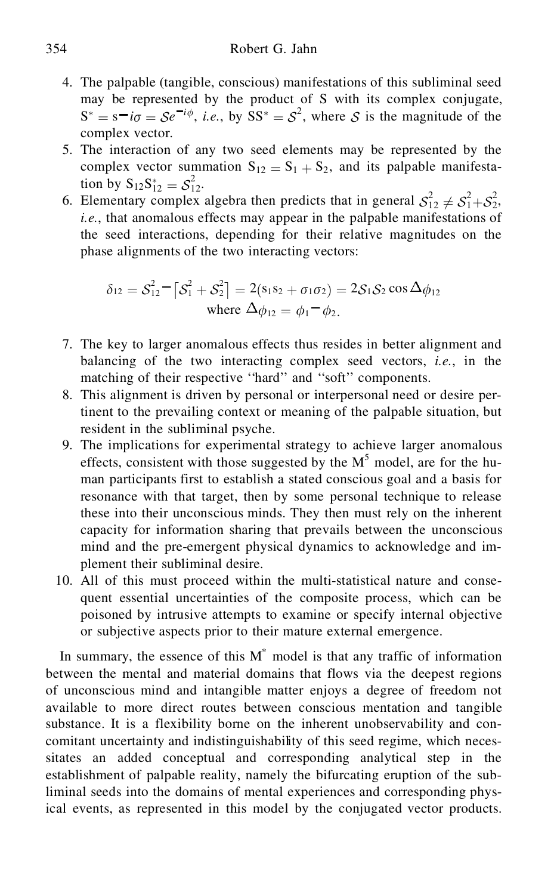4. The palpable (tangible, conscious) manifestations of this subliminal seed may be represented by the product of S with its complex conjugate, $S^* = s - i\sigma = \mathcal{S}e^{-i\phi}$, *i.e.*, by $SS^* = \mathcal{S}^2$, where $\mathcal{S}$ is the magnitude of the complex vector.
5. The interaction of any two seed elements may be represented by the complex vector summation $S_{12} = S_1 + S_2$, and its palpable manifestation by $S_{12}S_{12}^* = \mathcal{S}_{12}^2$.
6. Elementary complex algebra then predicts that in general $\mathcal{S}_{12}^2 \neq \mathcal{S}_1^2 + \mathcal{S}_2^2$, *i.e.*, that anomalous effects may appear in the palpable manifestations of the seed interactions, depending for their relative magnitudes on the phase alignments of the two interacting vectors:

$$\delta_{12} = \mathcal{S}_{12}^2 - \left[\mathcal{S}_1^2 + \mathcal{S}_2^2\right] = 2(s_1 s_2 + \sigma_1 \sigma_2) = 2\mathcal{S}_1\mathcal{S}_2 \cos \Delta\phi_{12}$$
$$\text{where } \Delta\phi_{12} = \phi_1 - \phi_2.$$

7. The key to larger anomalous effects thus resides in better alignment and balancing of the two interacting complex seed vectors, *i.e.*, in the matching of their respective "hard" and "soft" components.
8. This alignment is driven by personal or interpersonal need or desire pertinent to the prevailing context or meaning of the palpable situation, but resident in the subliminal psyche.
9. The implications for experimental strategy to achieve larger anomalous effects, consistent with those suggested by the $M^5$ model, are for the human participants first to establish a stated conscious goal and a basis for resonance with that target, then by some personal technique to release these into their unconscious minds. They then must rely on the inherent capacity for information sharing that prevails between the unconscious mind and the pre-emergent physical dynamics to acknowledge and implement their subliminal desire.
10. All of this must proceed within the multi-statistical nature and consequent essential uncertainties of the composite process, which can be poisoned by intrusive attempts to examine or specify internal objective or subjective aspects prior to their mature external emergence.

In summary, the essence of this $M^*$ model is that any traffic of information between the mental and material domains that flows via the deepest regions of unconscious mind and intangible matter enjoys a degree of freedom not available to more direct routes between conscious mentation and tangible substance. It is a flexibility borne on the inherent unobservability and concomitant uncertainty and indistinguishability of this seed regime, which necessitates an added conceptual and corresponding analytical step in the establishment of palpable reality, namely the bifurcating eruption of the subliminal seeds into the domains of mental experiences and corresponding physical events, as represented in this model by the conjugated vector products.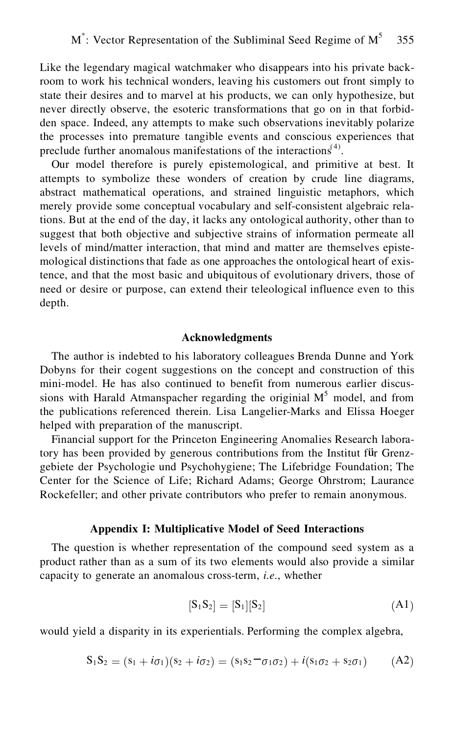Like the legendary magical watchmaker who disappears into his private backroom to work his technical wonders, leaving his customers out front simply to state their desires and to marvel at his products, we can only hypothesize, but never directly observe, the esoteric transformations that go on in that forbidden space. Indeed, any attempts to make such observations inevitably polarize the processes into premature tangible events and conscious experiences that preclude further anomalous manifestations of the interactions[4].

Our model therefore is purely epistemological, and primitive at best. It attempts to symbolize these wonders of creation by crude line diagrams, abstract mathematical operations, and strained linguistic metaphors, which merely provide some conceptual vocabulary and self-consistent algebraic relations. But at the end of the day, it lacks any ontological authority, other than to suggest that both objective and subjective strains of information permeate all levels of mind/matter interaction, that mind and matter are themselves epistemological distinctions that fade as one approaches the ontological heart of existence, and that the most basic and ubiquitous of evolutionary drivers, those of need or desire or purpose, can extend their teleological influence even to this depth.

## Acknowledgments

The author is indebted to his laboratory colleagues Brenda Dunne and York Dobyns for their cogent suggestions on the concept and construction of this mini-model. He has also continued to benefit from numerous earlier discussions with Harald Atmanspacher regarding the originial $M^5$ model, and from the publications referenced therein. Lisa Langelier-Marks and Elissa Hoeger helped with preparation of the manuscript.

Financial support for the Princeton Engineering Anomalies Research laboratory has been provided by generous contributions from the Institut für Grenzgebiete der Psychologie und Psychohygiene; The Lifebridge Foundation; The Center for the Science of Life; Richard Adams; George Ohrstrom; Laurance Rockefeller; and other private contributors who prefer to remain anonymous.

## Appendix I: Multiplicative Model of Seed Interactions

The question is whether representation of the compound seed system as a product rather than as a sum of its two elements would also provide a similar capacity to generate an anomalous cross-term, *i.e.*, whether

$$[S_1S_2] = [S_1][S_2] \tag{A1}$$

would yield a disparity in its experientials. Performing the complex algebra,

$$S_1S_2 = (s_1 + i\sigma_1)(s_2 + i\sigma_2) = (s_1s_2 - \sigma_1\sigma_2) + i(s_1\sigma_2 + s_2\sigma_1) \tag{A2}$$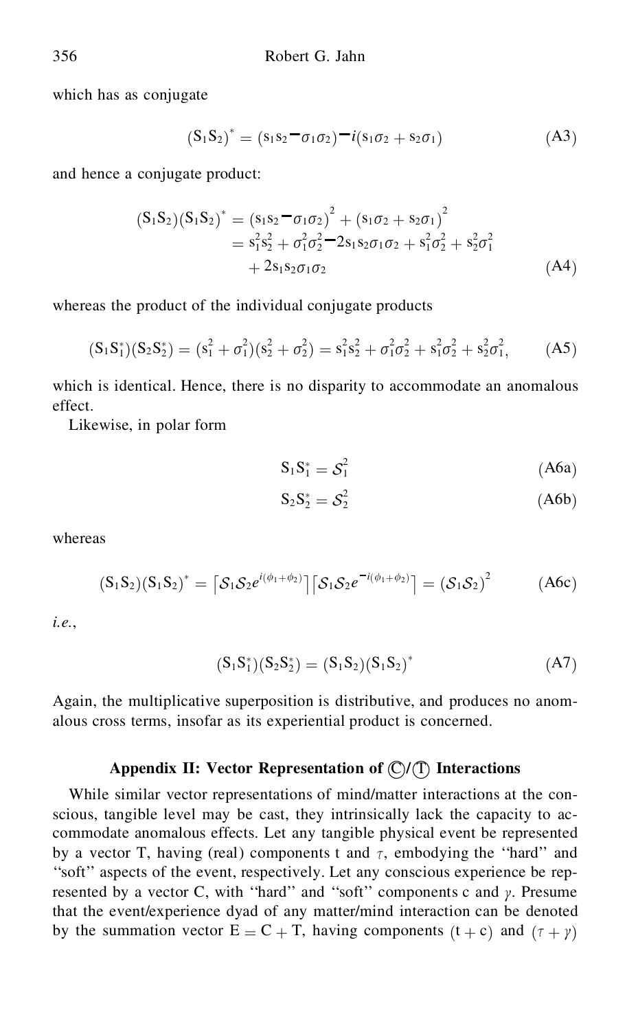which has as conjugate

$$(S_1S_2)^* = (s_1s_2 - \sigma_1\sigma_2) - i(s_1\sigma_2 + s_2\sigma_1) \tag{A3}$$

and hence a conjugate product:

$$\begin{aligned}(S_1S_2)(S_1S_2)^* &= (s_1s_2 - \sigma_1\sigma_2)^2 + (s_1\sigma_2 + s_2\sigma_1)^2 \\ &= s_1^2s_2^2 + \sigma_1^2\sigma_2^2 - 2s_1s_2\sigma_1\sigma_2 + s_1^2\sigma_2^2 + s_2^2\sigma_1^2 \\ &\quad + 2s_1s_2\sigma_1\sigma_2\end{aligned} \tag{A4}$$

whereas the product of the individual conjugate products

$$(S_1S_1^*)(S_2S_2^*) = (s_1^2 + \sigma_1^2)(s_2^2 + \sigma_2^2) = s_1^2s_2^2 + \sigma_1^2\sigma_2^2 + s_1^2\sigma_2^2 + s_2^2\sigma_1^2, \tag{A5}$$

which is identical. Hence, there is no disparity to accommodate an anomalous effect.

Likewise, in polar form

$$S_1S_1^* = \mathcal{S}_1^2 \tag{A6a}$$

$$S_2S_2^* = \mathcal{S}_2^2 \tag{A6b}$$

whereas

$$(S_1S_2)(S_1S_2)^* = \left[\mathcal{S}_1\mathcal{S}_2e^{i(\phi_1+\phi_2)}\right]\left[\mathcal{S}_1\mathcal{S}_2e^{-i(\phi_1+\phi_2)}\right] = (\mathcal{S}_1\mathcal{S}_2)^2 \tag{A6c}$$

*i.e.*,

$$(S_1S_1^*)(S_2S_2^*) = (S_1S_2)(S_1S_2)^* \tag{A7}$$

Again, the multiplicative superposition is distributive, and produces no anomalous cross terms, insofar as its experiential product is concerned.

### Appendix II: Vector Representation of Ⓒ/Ⓣ Interactions

While similar vector representations of mind/matter interactions at the conscious, tangible level may be cast, they intrinsically lack the capacity to accommodate anomalous effects. Let any tangible physical event be represented by a vector T, having (real) components t and $\tau$, embodying the "hard" and "soft" aspects of the event, respectively. Let any conscious experience be represented by a vector C, with "hard" and "soft" components c and $\gamma$. Presume that the event/experience dyad of any matter/mind interaction can be denoted by the summation vector $E = C + T$, having components $(t + c)$ and $(\tau + \gamma)$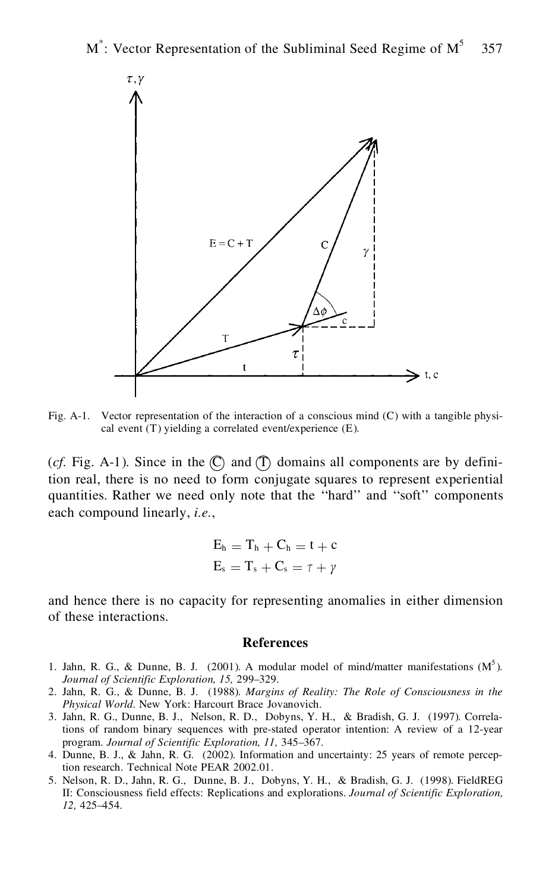$\tau, \gamma$

$E = C + T$

C

$\gamma$

$\Delta\phi$

c

T

$\tau$

t

t, c

Fig. A-1. Vector representation of the interaction of a conscious mind (C) with a tangible physical event (T) yielding a correlated event/experience (E).

(*cf.* Fig. A-1). Since in the Ⓒ and Ⓣ domains all components are by definition real, there is no need to form conjugate squares to represent experiential quantities. Rather we need only note that the "hard" and "soft" components each compound linearly, *i.e.*,

$$E_h = T_h + C_h = t + c$$

$$E_s = T_s + C_s = \tau + \gamma$$

and hence there is no capacity for representing anomalies in either dimension of these interactions.

## References

1. Jahn, R. G., & Dunne, B. J. (2001). A modular model of mind/matter manifestations ($M^5$). *Journal of Scientific Exploration, 15,* 299–329.
2. Jahn, R. G., & Dunne, B. J. (1988). *Margins of Reality: The Role of Consciousness in the Physical World.* New York: Harcourt Brace Jovanovich.
3. Jahn, R. G., Dunne, B. J., Nelson, R. D., Dobyns, Y. H., & Bradish, G. J. (1997). Correlations of random binary sequences with pre-stated operator intention: A review of a 12-year program. *Journal of Scientific Exploration, 11,* 345–367.
4. Dunne, B. J., & Jahn, R. G. (2002). Information and uncertainty: 25 years of remote perception research. Technical Note PEAR 2002.01.
5. Nelson, R. D., Jahn, R. G., Dunne, B. J., Dobyns, Y. H., & Bradish, G. J. (1998). FieldREG II: Consciousness field effects: Replications and explorations. *Journal of Scientific Exploration, 12,* 425–454.